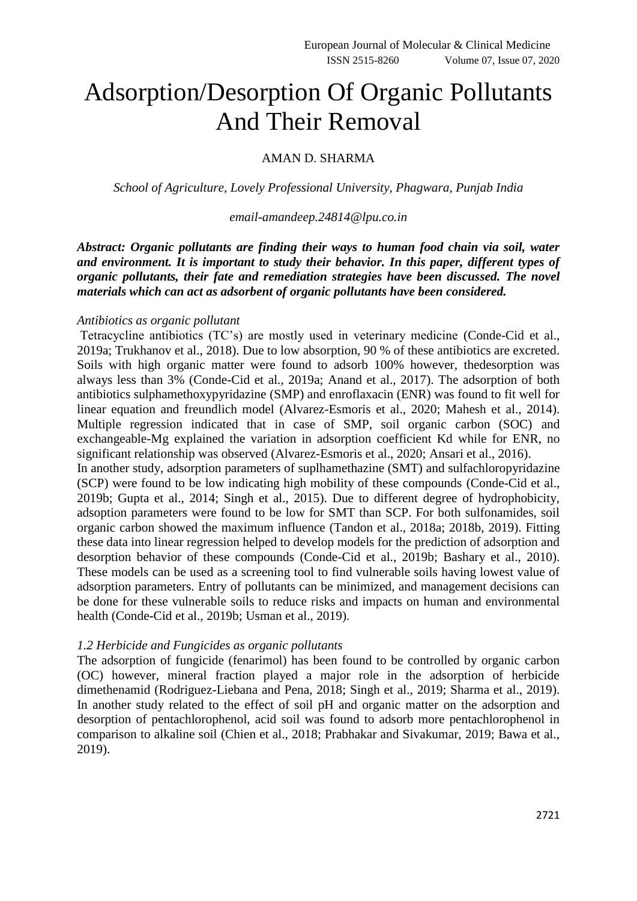# Adsorption/Desorption Of Organic Pollutants And Their Removal

AMAN D. SHARMA

*School of Agriculture, Lovely Professional University, Phagwara, Punjab India*

*email-amandeep.24814@lpu.co.in*

***Abstract: Organic pollutants are finding their ways to human food chain via soil, water and environment. It is important to study their behavior. In this paper, different types of organic pollutants, their fate and remediation strategies have been discussed. The novel materials which can act as adsorbent of organic pollutants have been considered.***

*Antibiotics as organic pollutant*

Tetracycline antibiotics (TC's) are mostly used in veterinary medicine (Conde-Cid et al., 2019a; Trukhanov et al., 2018). Due to low absorption, 90 % of these antibiotics are excreted. Soils with high organic matter were found to adsorb 100% however, thedesorption was always less than 3% (Conde-Cid et al., 2019a; Anand et al., 2017). The adsorption of both antibiotics sulphamethoxypyridazine (SMP) and enroflaxacin (ENR) was found to fit well for linear equation and freundlich model (Alvarez-Esmoris et al., 2020; Mahesh et al., 2014). Multiple regression indicated that in case of SMP, soil organic carbon (SOC) and exchangeable-Mg explained the variation in adsorption coefficient Kd while for ENR, no significant relationship was observed (Alvarez-Esmoris et al., 2020; Ansari et al., 2016).

In another study, adsorption parameters of suplhamethazine (SMT) and sulfachloropyridazine (SCP) were found to be low indicating high mobility of these compounds (Conde-Cid et al., 2019b; Gupta et al., 2014; Singh et al., 2015). Due to different degree of hydrophobicity, adsoption parameters were found to be low for SMT than SCP. For both sulfonamides, soil organic carbon showed the maximum influence (Tandon et al., 2018a; 2018b, 2019). Fitting these data into linear regression helped to develop models for the prediction of adsorption and desorption behavior of these compounds (Conde-Cid et al., 2019b; Bashary et al., 2010). These models can be used as a screening tool to find vulnerable soils having lowest value of adsorption parameters. Entry of pollutants can be minimized, and management decisions can be done for these vulnerable soils to reduce risks and impacts on human and environmental health (Conde-Cid et al., 2019b; Usman et al., 2019).

*1.2 Herbicide and Fungicides as organic pollutants*

The adsorption of fungicide (fenarimol) has been found to be controlled by organic carbon (OC) however, mineral fraction played a major role in the adsorption of herbicide dimethenamid (Rodriguez-Liebana and Pena, 2018; Singh et al., 2019; Sharma et al., 2019). In another study related to the effect of soil pH and organic matter on the adsorption and desorption of pentachlorophenol, acid soil was found to adsorb more pentachlorophenol in comparison to alkaline soil (Chien et al., 2018; Prabhakar and Sivakumar, 2019; Bawa et al., 2019).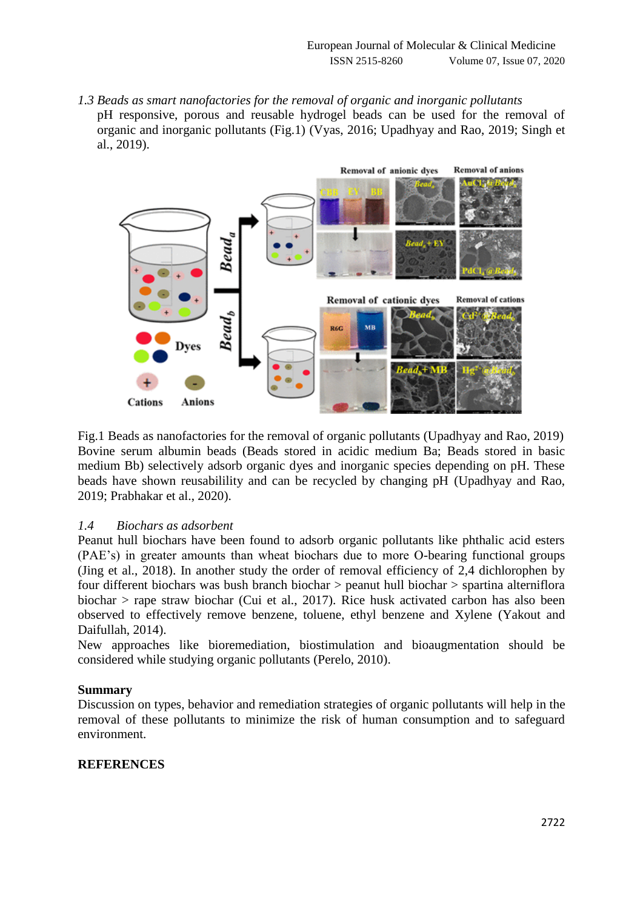*1.3 Beads as smart nanofactories for the removal of organic and inorganic pollutants*

pH responsive, porous and reusable hydrogel beads can be used for the removal of organic and inorganic pollutants (Fig.1) (Vyas, 2016; Upadhyay and Rao, 2019; Singh et al., 2019).

Fig.1 Beads as nanofactories for the removal of organic pollutants (Upadhyay and Rao, 2019) Bovine serum albumin beads (Beads stored in acidic medium Ba; Beads stored in basic medium Bb) selectively adsorb organic dyes and inorganic species depending on pH. These beads have shown reusabilility and can be recycled by changing pH (Upadhyay and Rao, 2019; Prabhakar et al., 2020).

*1.4 Biochars as adsorbent*

Peanut hull biochars have been found to adsorb organic pollutants like phthalic acid esters (PAE's) in greater amounts than wheat biochars due to more O-bearing functional groups (Jing et al., 2018). In another study the order of removal efficiency of 2,4 dichlorophen by four different biochars was bush branch biochar > peanut hull biochar > spartina alterniflora biochar > rape straw biochar (Cui et al., 2017). Rice husk activated carbon has also been observed to effectively remove benzene, toluene, ethyl benzene and Xylene (Yakout and Daifullah, 2014).

New approaches like bioremediation, biostimulation and bioaugmentation should be considered while studying organic pollutants (Perelo, 2010).

**Summary**

Discussion on types, behavior and remediation strategies of organic pollutants will help in the removal of these pollutants to minimize the risk of human consumption and to safeguard environment.

**REFERENCES**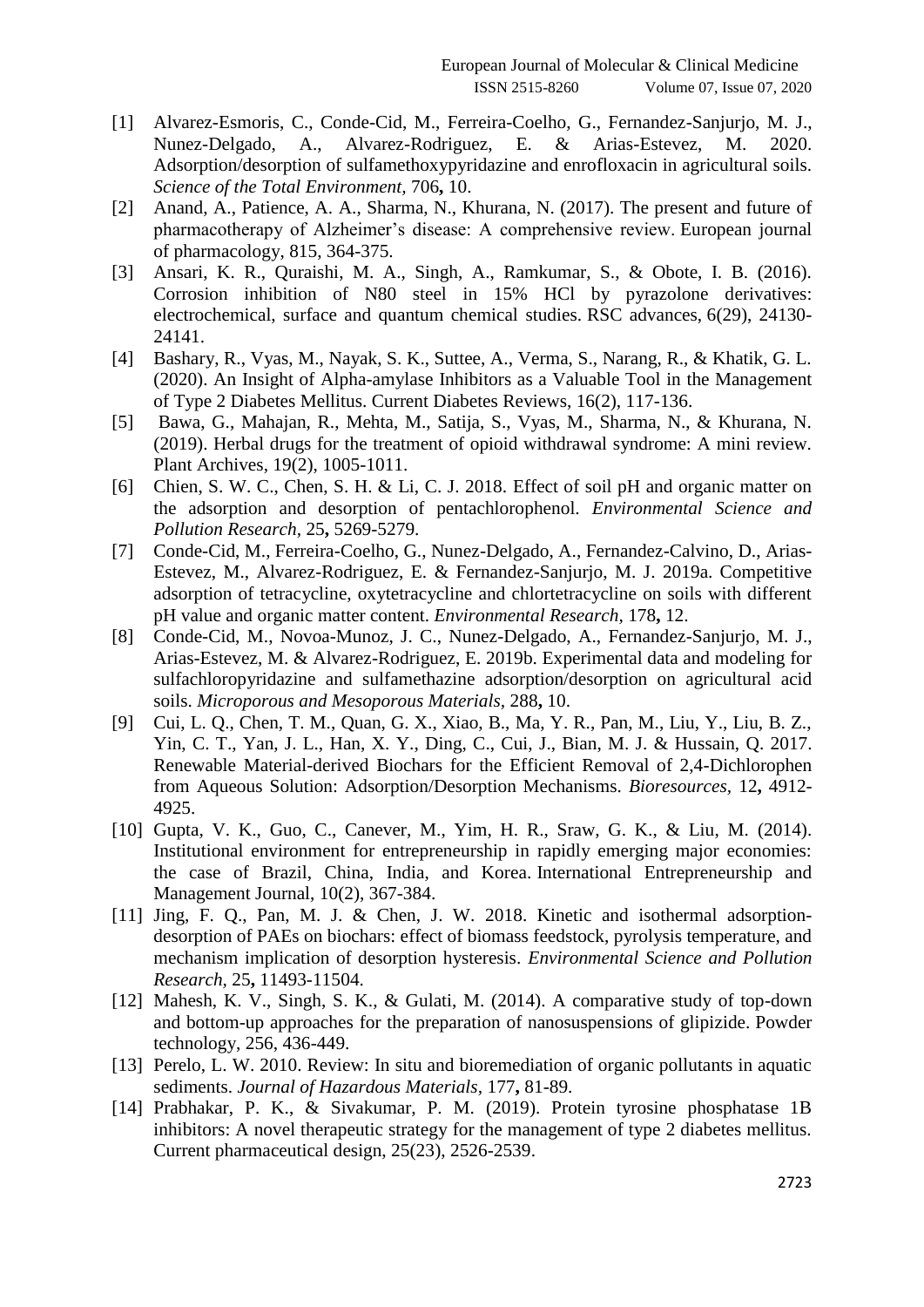[1] Alvarez-Esmoris, C., Conde-Cid, M., Ferreira-Coelho, G., Fernandez-Sanjurjo, M. J., Nunez-Delgado, A., Alvarez-Rodriguez, E. & Arias-Estevez, M. 2020. Adsorption/desorption of sulfamethoxypyridazine and enrofloxacin in agricultural soils. *Science of the Total Environment,* 706**,** 10.

[2] Anand, A., Patience, A. A., Sharma, N., Khurana, N. (2017). The present and future of pharmacotherapy of Alzheimer's disease: A comprehensive review. European journal of pharmacology, 815, 364-375.

[3] Ansari, K. R., Quraishi, M. A., Singh, A., Ramkumar, S., & Obote, I. B. (2016). Corrosion inhibition of N80 steel in 15% HCl by pyrazolone derivatives: electrochemical, surface and quantum chemical studies. RSC advances, 6(29), 24130-24141.

[4] Bashary, R., Vyas, M., Nayak, S. K., Suttee, A., Verma, S., Narang, R., & Khatik, G. L. (2020). An Insight of Alpha-amylase Inhibitors as a Valuable Tool in the Management of Type 2 Diabetes Mellitus. Current Diabetes Reviews, 16(2), 117-136.

[5] Bawa, G., Mahajan, R., Mehta, M., Satija, S., Vyas, M., Sharma, N., & Khurana, N. (2019). Herbal drugs for the treatment of opioid withdrawal syndrome: A mini review. Plant Archives, 19(2), 1005-1011.

[6] Chien, S. W. C., Chen, S. H. & Li, C. J. 2018. Effect of soil pH and organic matter on the adsorption and desorption of pentachlorophenol. *Environmental Science and Pollution Research,* 25**,** 5269-5279.

[7] Conde-Cid, M., Ferreira-Coelho, G., Nunez-Delgado, A., Fernandez-Calvino, D., Arias-Estevez, M., Alvarez-Rodriguez, E. & Fernandez-Sanjurjo, M. J. 2019a. Competitive adsorption of tetracycline, oxytetracycline and chlortetracycline on soils with different pH value and organic matter content. *Environmental Research,* 178**,** 12.

[8] Conde-Cid, M., Novoa-Munoz, J. C., Nunez-Delgado, A., Fernandez-Sanjurjo, M. J., Arias-Estevez, M. & Alvarez-Rodriguez, E. 2019b. Experimental data and modeling for sulfachloropyridazine and sulfamethazine adsorption/desorption on agricultural acid soils. *Microporous and Mesoporous Materials,* 288**,** 10.

[9] Cui, L. Q., Chen, T. M., Quan, G. X., Xiao, B., Ma, Y. R., Pan, M., Liu, Y., Liu, B. Z., Yin, C. T., Yan, J. L., Han, X. Y., Ding, C., Cui, J., Bian, M. J. & Hussain, Q. 2017. Renewable Material-derived Biochars for the Efficient Removal of 2,4-Dichlorophen from Aqueous Solution: Adsorption/Desorption Mechanisms. *Bioresources,* 12**,** 4912-4925.

[10] Gupta, V. K., Guo, C., Canever, M., Yim, H. R., Sraw, G. K., & Liu, M. (2014). Institutional environment for entrepreneurship in rapidly emerging major economies: the case of Brazil, China, India, and Korea. International Entrepreneurship and Management Journal, 10(2), 367-384.

[11] Jing, F. Q., Pan, M. J. & Chen, J. W. 2018. Kinetic and isothermal adsorption-desorption of PAEs on biochars: effect of biomass feedstock, pyrolysis temperature, and mechanism implication of desorption hysteresis. *Environmental Science and Pollution Research,* 25**,** 11493-11504.

[12] Mahesh, K. V., Singh, S. K., & Gulati, M. (2014). A comparative study of top-down and bottom-up approaches for the preparation of nanosuspensions of glipizide. Powder technology, 256, 436-449.

[13] Perelo, L. W. 2010. Review: In situ and bioremediation of organic pollutants in aquatic sediments. *Journal of Hazardous Materials,* 177**,** 81-89.

[14] Prabhakar, P. K., & Sivakumar, P. M. (2019). Protein tyrosine phosphatase 1B inhibitors: A novel therapeutic strategy for the management of type 2 diabetes mellitus. Current pharmaceutical design, 25(23), 2526-2539.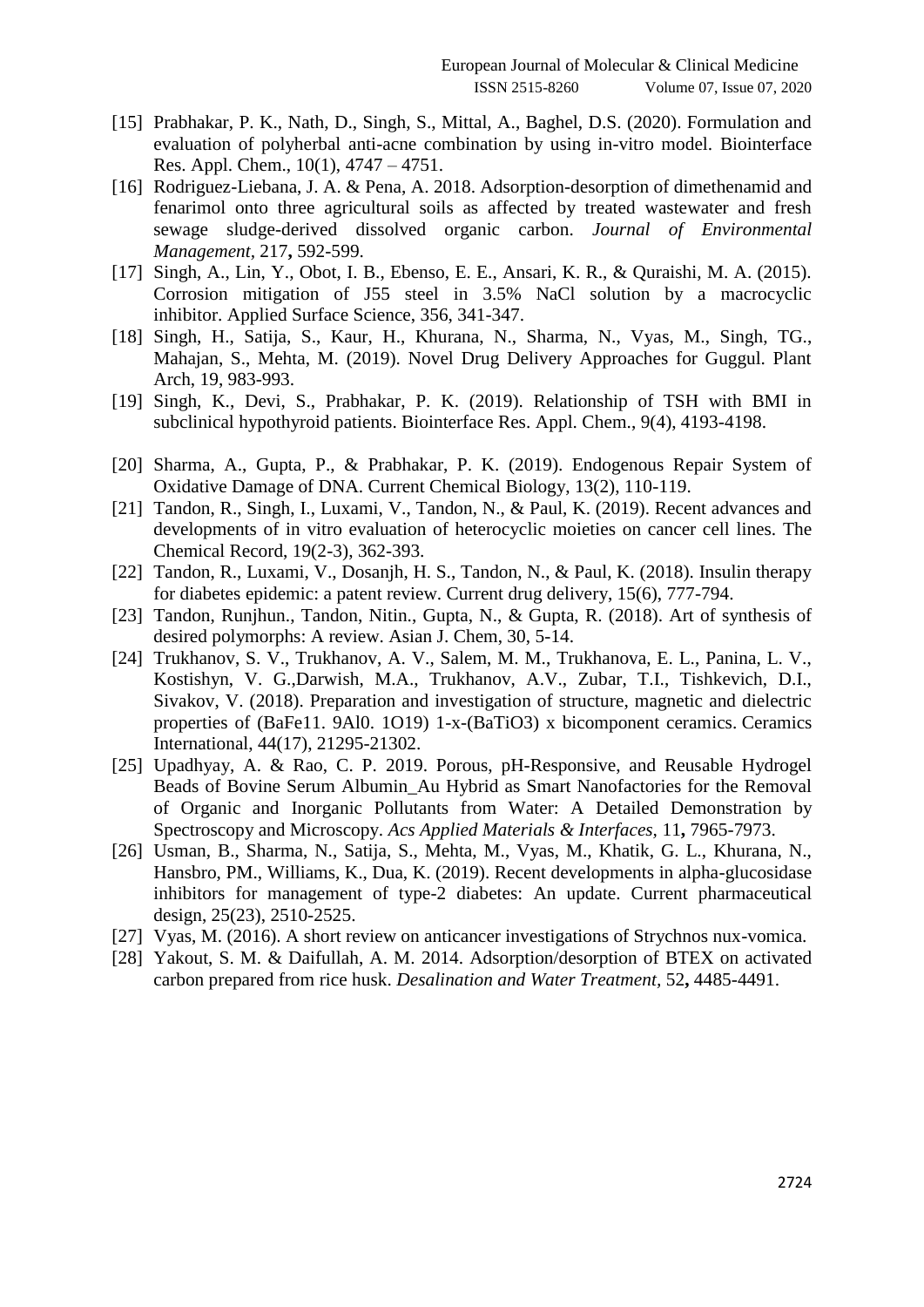[15] Prabhakar, P. K., Nath, D., Singh, S., Mittal, A., Baghel, D.S. (2020). Formulation and evaluation of polyherbal anti-acne combination by using in-vitro model. Biointerface Res. Appl. Chem., 10(1), 4747 – 4751.

[16] Rodriguez-Liebana, J. A. & Pena, A. 2018. Adsorption-desorption of dimethenamid and fenarimol onto three agricultural soils as affected by treated wastewater and fresh sewage sludge-derived dissolved organic carbon. *Journal of Environmental Management*, 217**,** 592-599.

[17] Singh, A., Lin, Y., Obot, I. B., Ebenso, E. E., Ansari, K. R., & Quraishi, M. A. (2015). Corrosion mitigation of J55 steel in 3.5% NaCl solution by a macrocyclic inhibitor. Applied Surface Science, 356, 341-347.

[18] Singh, H., Satija, S., Kaur, H., Khurana, N., Sharma, N., Vyas, M., Singh, TG., Mahajan, S., Mehta, M. (2019). Novel Drug Delivery Approaches for Guggul. Plant Arch, 19, 983-993.

[19] Singh, K., Devi, S., Prabhakar, P. K. (2019). Relationship of TSH with BMI in subclinical hypothyroid patients. Biointerface Res. Appl. Chem., 9(4), 4193-4198.

[20] Sharma, A., Gupta, P., & Prabhakar, P. K. (2019). Endogenous Repair System of Oxidative Damage of DNA. Current Chemical Biology, 13(2), 110-119.

[21] Tandon, R., Singh, I., Luxami, V., Tandon, N., & Paul, K. (2019). Recent advances and developments of in vitro evaluation of heterocyclic moieties on cancer cell lines. The Chemical Record, 19(2-3), 362-393.

[22] Tandon, R., Luxami, V., Dosanjh, H. S., Tandon, N., & Paul, K. (2018). Insulin therapy for diabetes epidemic: a patent review. Current drug delivery, 15(6), 777-794.

[23] Tandon, Runjhun., Tandon, Nitin., Gupta, N., & Gupta, R. (2018). Art of synthesis of desired polymorphs: A review. Asian J. Chem, 30, 5-14.

[24] Trukhanov, S. V., Trukhanov, A. V., Salem, M. M., Trukhanova, E. L., Panina, L. V., Kostishyn, V. G.,Darwish, M.A., Trukhanov, A.V., Zubar, T.I., Tishkevich, D.I., Sivakov, V. (2018). Preparation and investigation of structure, magnetic and dielectric properties of (BaFe11. 9Al0. 1O19) 1-x-(BaTiO3) x bicomponent ceramics. Ceramics International, 44(17), 21295-21302.

[25] Upadhyay, A. & Rao, C. P. 2019. Porous, pH-Responsive, and Reusable Hydrogel Beads of Bovine Serum Albumin_Au Hybrid as Smart Nanofactories for the Removal of Organic and Inorganic Pollutants from Water: A Detailed Demonstration by Spectroscopy and Microscopy. *Acs Applied Materials & Interfaces*, 11**,** 7965-7973.

[26] Usman, B., Sharma, N., Satija, S., Mehta, M., Vyas, M., Khatik, G. L., Khurana, N., Hansbro, PM., Williams, K., Dua, K. (2019). Recent developments in alpha-glucosidase inhibitors for management of type-2 diabetes: An update. Current pharmaceutical design, 25(23), 2510-2525.

[27] Vyas, M. (2016). A short review on anticancer investigations of Strychnos nux-vomica.

[28] Yakout, S. M. & Daifullah, A. M. 2014. Adsorption/desorption of BTEX on activated carbon prepared from rice husk. *Desalination and Water Treatment,* 52**,** 4485-4491.